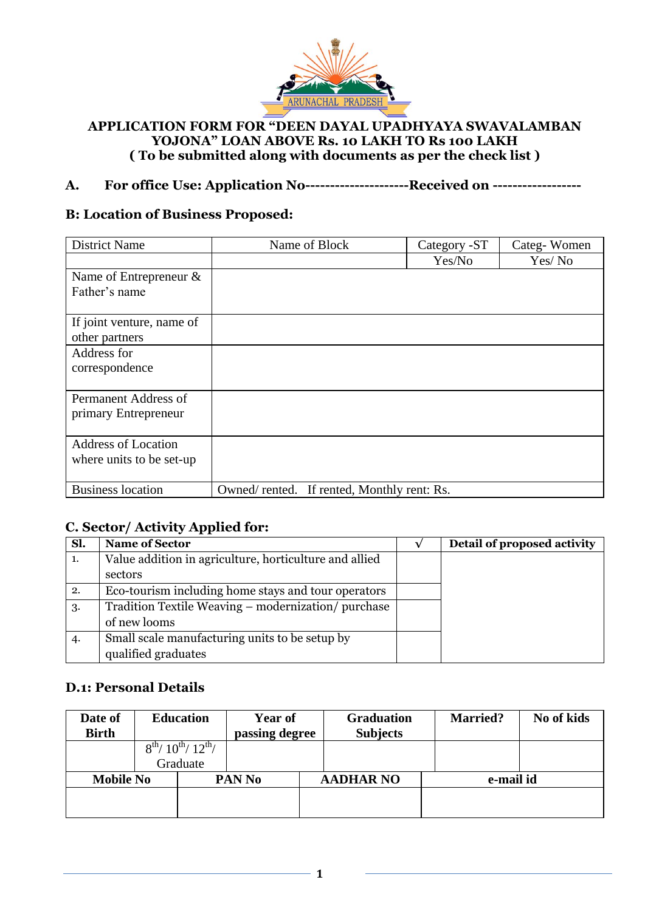ARUNACHAL PRADESH

# APPLICATION FORM FOR "DEEN DAYAL UPADHYAYA SWAVALAMBAN YOJONA" LOAN ABOVE Rs. 10 LAKH TO Rs 100 LAKH

**( To be submitted along with documents as per the check list )**

**A. For office Use: Application No--------------------Received on -----------------**

## B: Location of Business Proposed:

| District Name | Name of Block | Category -ST | Categ- Women |
|---|---|---|---|
| | | Yes/No | Yes/ No |
| Name of Entrepreneur & Father's name | | | |
| If joint venture, name of other partners | | | |
| Address for correspondence | | | |
| Permanent Address of primary Entrepreneur | | | |
| Address of Location where units to be set-up | | | |
| Business location | Owned/ rented. If rented, Monthly rent: Rs. | | |

## C. Sector/ Activity Applied for:

| Sl. | Name of Sector | √ | Detail of proposed activity |
|---|---|---|---|
| 1. | Value addition in agriculture, horticulture and allied sectors | | |
| 2. | Eco-tourism including home stays and tour operators | | |
| 3. | Tradition Textile Weaving – modernization/ purchase of new looms | | |
| 4. | Small scale manufacturing units to be setup by qualified graduates | | |

## D.1: Personal Details

| Date of Birth | Education | Year of passing degree | Graduation Subjects | Married? | No of kids |
|---|---|---|---|---|---|
| | 8th/ 10th/ 12th/ Graduate | | | | |

| Mobile No | PAN No | AADHAR NO | e-mail id |
|---|---|---|---|
| | | | |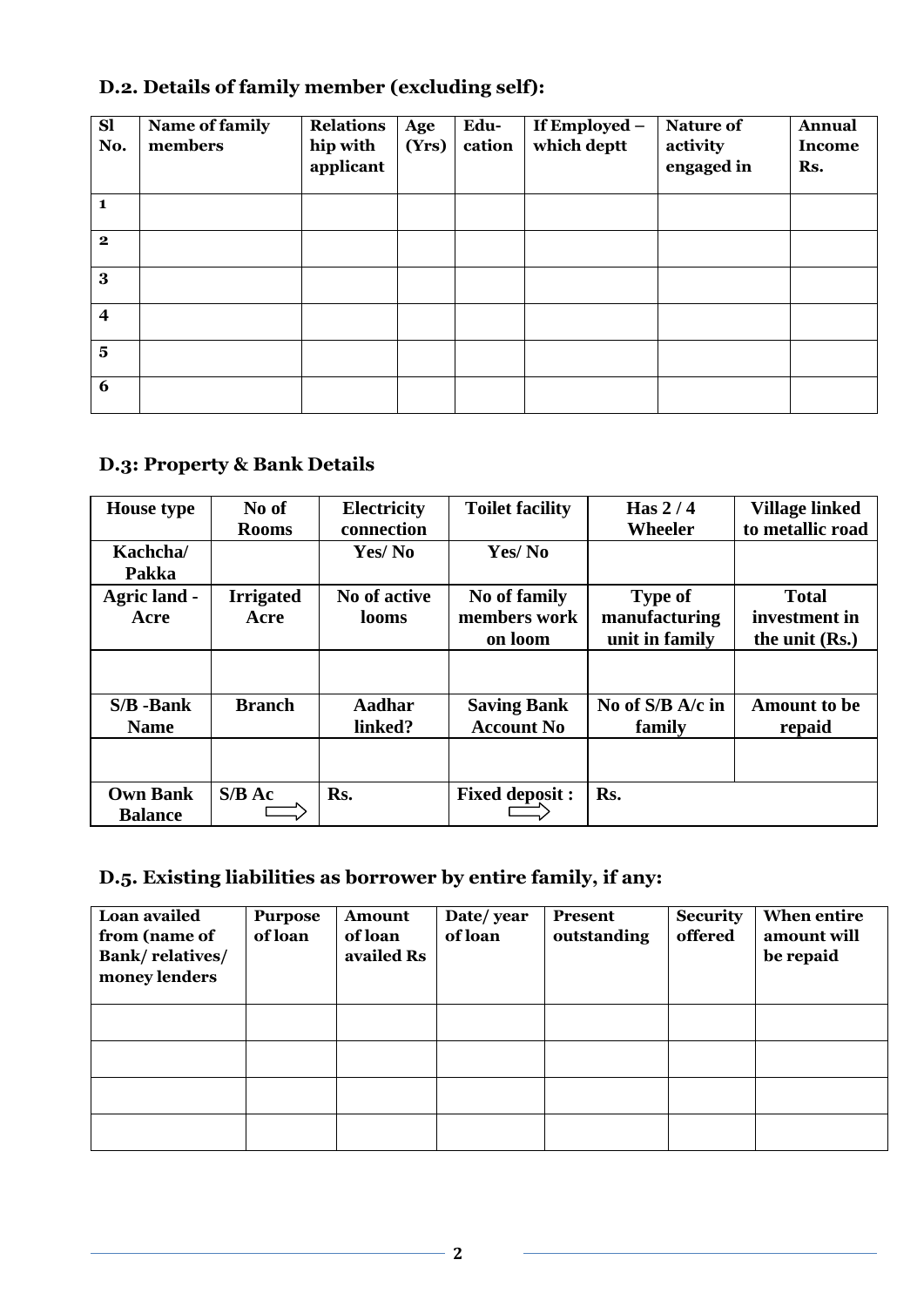## D.2. Details of family member (excluding self):

| Sl No. | Name of family members | Relations hip with applicant | Age (Yrs) | Edu-cation | If Employed – which deptt | Nature of activity engaged in | Annual Income Rs. |
|---|---|---|---|---|---|---|---|
| 1 | | | | | | | |
| 2 | | | | | | | |
| 3 | | | | | | | |
| 4 | | | | | | | |
| 5 | | | | | | | |
| 6 | | | | | | | |

## D.3: Property & Bank Details

| House type | No of Rooms | Electricity connection | Toilet facility | Has 2 / 4 Wheeler | Village linked to metallic road |
|---|---|---|---|---|---|
| Kachcha/ Pakka | | Yes/ No | Yes/ No | | |
| Agric land - Acre | Irrigated Acre | No of active looms | No of family members work on loom | Type of manufacturing unit in family | Total investment in the unit (Rs.) |
| | | | | | |
| S/B -Bank Name | Branch | Aadhar linked? | Saving Bank Account No | No of S/B A/c in family | Amount to be repaid |
| | | | | | |
| Own Bank Balance | S/B Ac ⇨ | Rs. | Fixed deposit : ⇨ | Rs. | |

## D.5. Existing liabilities as borrower by entire family, if any:

| Loan availed from (name of Bank/ relatives/ money lenders | Purpose of loan | Amount of loan availed Rs | Date/ year of loan | Present outstanding | Security offered | When entire amount will be repaid |
|---|---|---|---|---|---|---|
| | | | | | | |
| | | | | | | |
| | | | | | | |
| | | | | | | |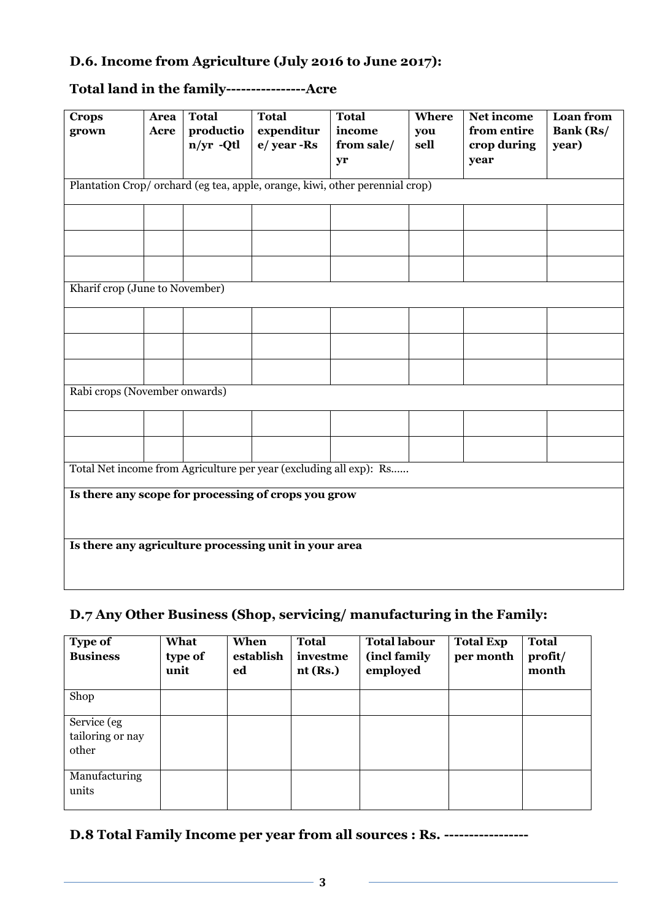### D.6. Income from Agriculture (July 2016 to June 2017):

### Total land in the family----------------Acre

| Crops grown | Area Acre | Total production/yr -Qtl | Total expenditure/ year -Rs | Total income from sale/ yr | Where you sell | Net income from entire crop during year | Loan from Bank (Rs/ year) |
|---|---|---|---|---|---|---|---|
| Plantation Crop/ orchard (eg tea, apple, orange, kiwi, other perennial crop) | | | | | | | |
| | | | | | | | |
| | | | | | | | |
| | | | | | | | |
| Kharif crop (June to November) | | | | | | | |
| | | | | | | | |
| | | | | | | | |
| | | | | | | | |
| Rabi crops (November onwards) | | | | | | | |
| | | | | | | | |
| | | | | | | | |
| Total Net income from Agriculture per year (excluding all exp): Rs…… | | | | | | | |
| **Is there any scope for processing of crops you grow** | | | | | | | |
| **Is there any agriculture processing unit in your area** | | | | | | | |

### D.7 Any Other Business (Shop, servicing/ manufacturing in the Family:

| Type of Business | What type of unit | When established | Total investment (Rs.) | Total labour (incl family employed | Total Exp per month | Total profit/ month |
|---|---|---|---|---|---|---|
| Shop | | | | | | |
| Service (eg tailoring or nay other | | | | | | |
| Manufacturing units | | | | | | |

### D.8 Total Family Income per year from all sources : Rs. ----------------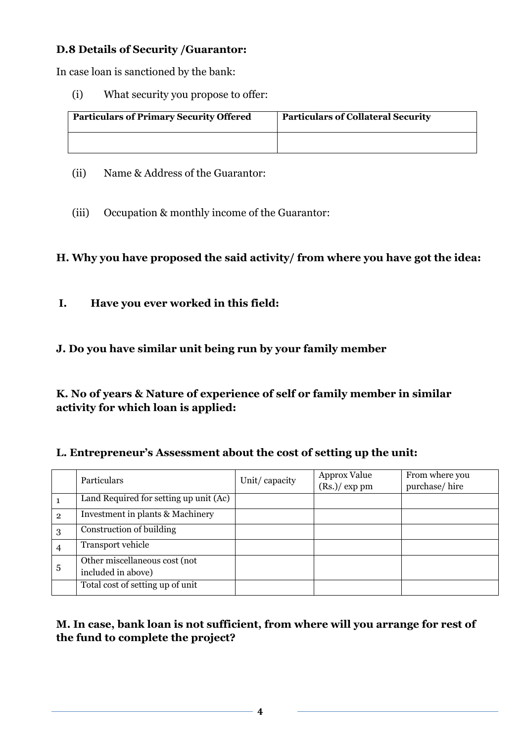**D.8 Details of Security /Guarantor:**

In case loan is sanctioned by the bank:

(i) What security you propose to offer:

| Particulars of Primary Security Offered | Particulars of Collateral Security |
|---|---|
| | |

(ii) Name & Address of the Guarantor:

(iii) Occupation & monthly income of the Guarantor:

**H. Why you have proposed the said activity/ from where you have got the idea:**

**I. Have you ever worked in this field:**

**J. Do you have similar unit being run by your family member**

**K. No of years & Nature of experience of self or family member in similar activity for which loan is applied:**

**L. Entrepreneur's Assessment about the cost of setting up the unit:**

| | Particulars | Unit/ capacity | Approx Value (Rs.)/ exp pm | From where you purchase/ hire |
|---|---|---|---|---|
| 1 | Land Required for setting up unit (Ac) | | | |
| 2 | Investment in plants & Machinery | | | |
| 3 | Construction of building | | | |
| 4 | Transport vehicle | | | |
| 5 | Other miscellaneous cost (not included in above) | | | |
| | Total cost of setting up of unit | | | |

**M. In case, bank loan is not sufficient, from where will you arrange for rest of the fund to complete the project?**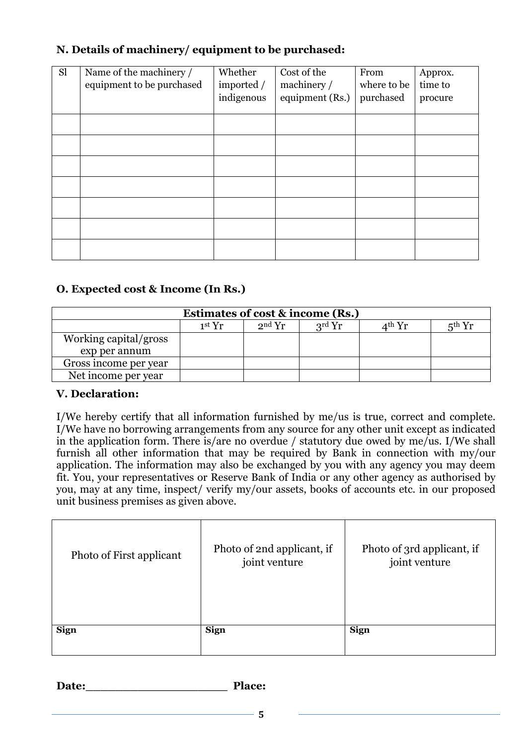### N. Details of machinery/ equipment to be purchased:

| Sl | Name of the machinery / equipment to be purchased | Whether imported / indigenous | Cost of the machinery / equipment (Rs.) | From where to be purchased | Approx. time to procure |
|---|---|---|---|---|---|
| | | | | | |
| | | | | | |
| | | | | | |
| | | | | | |
| | | | | | |
| | | | | | |
| | | | | | |

### O. Expected cost & Income (In Rs.)

| Estimates of cost & income (Rs.) | | | | | |
|---|---|---|---|---|---|
| | 1st Yr | 2nd Yr | 3rd Yr | 4th Yr | 5th Yr |
| Working capital/gross exp per annum | | | | | |
| Gross income per year | | | | | |
| Net income per year | | | | | |

### V. Declaration:

I/We hereby certify that all information furnished by me/us is true, correct and complete. I/We have no borrowing arrangements from any source for any other unit except as indicated in the application form. There is/are no overdue / statutory due owed by me/us. I/We shall furnish all other information that may be required by Bank in connection with my/our application. The information may also be exchanged by you with any agency you may deem fit. You, your representatives or Reserve Bank of India or any other agency as authorised by you, may at any time, inspect/ verify my/our assets, books of accounts etc. in our proposed unit business premises as given above.

| Photo of First applicant | Photo of 2nd applicant, if joint venture | Photo of 3rd applicant, if joint venture |
|---|---|---|
| **Sign** | **Sign** | **Sign** |

**Date:**\_\_\_\_\_\_\_\_\_\_\_\_\_\_\_\_\_\_\_\_ **Place:**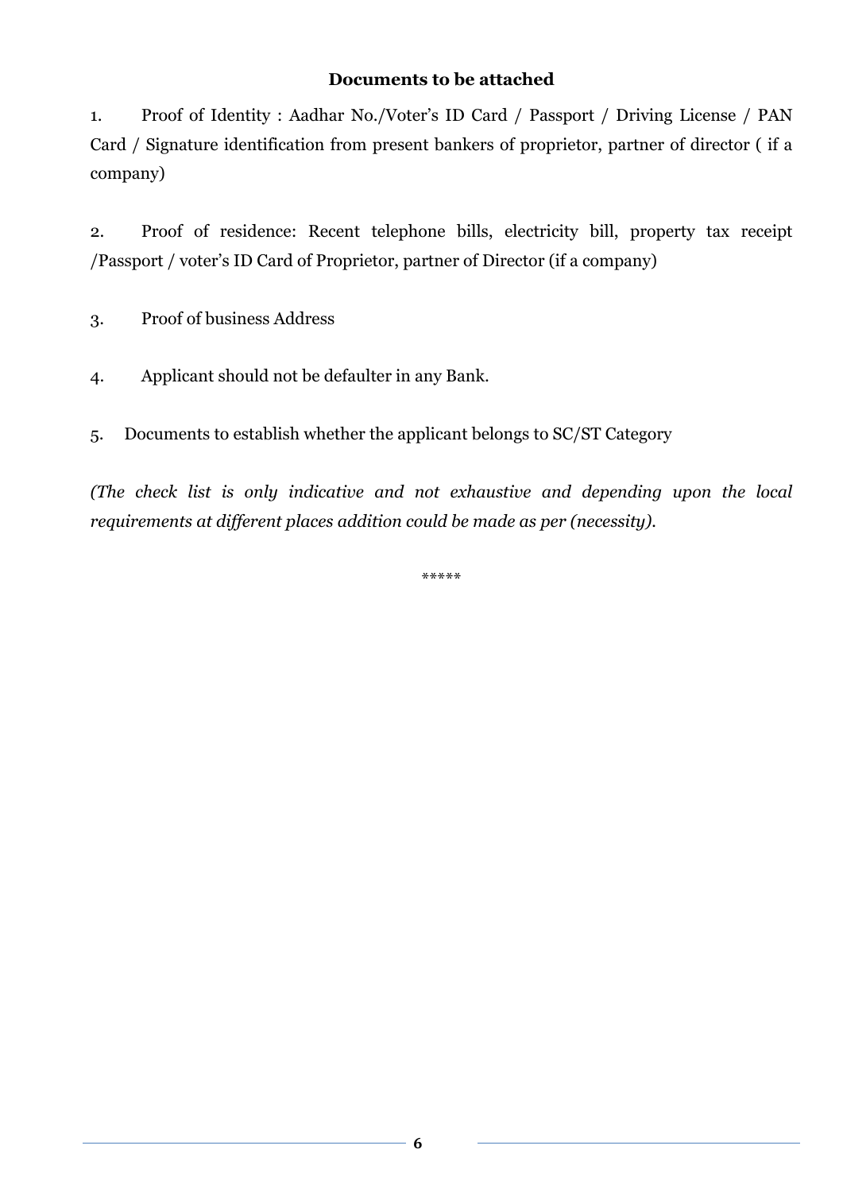**Documents to be attached**

1. Proof of Identity : Aadhar No./Voter's ID Card / Passport / Driving License / PAN Card / Signature identification from present bankers of proprietor, partner of director ( if a company)

2. Proof of residence: Recent telephone bills, electricity bill, property tax receipt /Passport / voter's ID Card of Proprietor, partner of Director (if a company)

3. Proof of business Address

4. Applicant should not be defaulter in any Bank.

5. Documents to establish whether the applicant belongs to SC/ST Category

*(The check list is only indicative and not exhaustive and depending upon the local requirements at different places addition could be made as per (necessity).*

*****